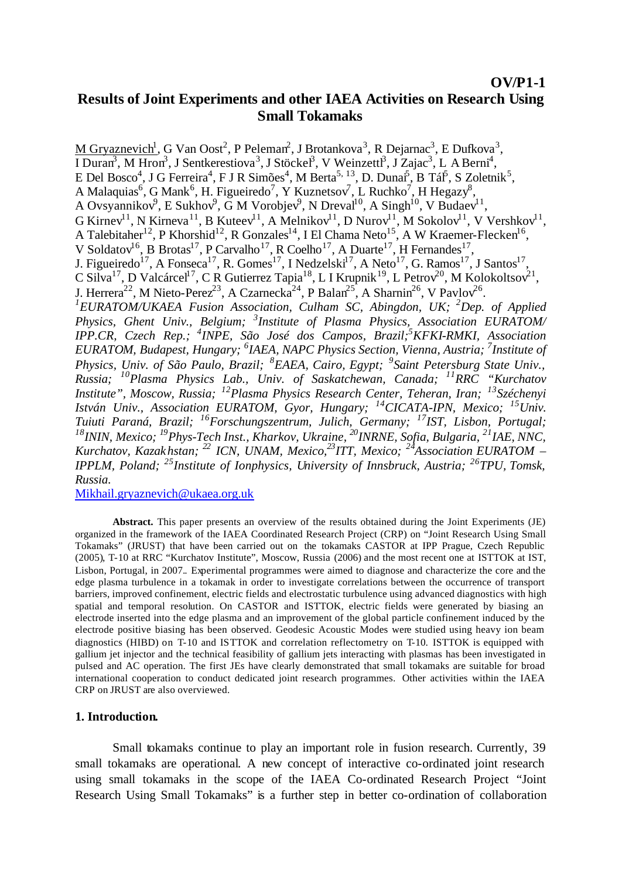OV/P1-1

# Results of Joint Experiments and other IAEA Activities on Research Using Small Tokamaks

M Gryaznevich[1], G Van Oost[2], P Peleman[2], J Brotankova[3], R Dejarnac[3], E Dufkova[3], I Duran[3], M Hron[3], J Sentkerestiova[3], J Stöckel[3], V Weinzettl[3], J Zajac[3], L A Berni[4], E Del Bosco[4], J G Ferreira[4], F J R Simões[4], M Berta[5, 13], D. Dunai[5], B Tál[5], S Zoletnik[5], A Malaquias[6], G Mank[6], H. Figueiredo[7], Y Kuznetsov[7], L Ruchko[7], H Hegazy[8], A Ovsyannikov[9], E Sukhov[9], G M Vorobjev[9], N Dreval[10], A Singh[10], V Budaev[11], G Kirnev[11], N Kirneva[11], B Kuteev[11], A Melnikov[11], D Nurov[11], M Sokolov[11], V Vershkov[11], A Talebitaher[12], P Khorshid[12], R Gonzales[14], I El Chama Neto[15], A W Kraemer-Flecken[16], V Soldatov[16], B Brotas[17], P Carvalho[17], R Coelho[17], A Duarte[17], H Fernandes[17], J. Figueiredo[17], A Fonseca[17], R. Gomes[17], I Nedzelski[17], A Neto[17], G. Ramos[17], J Santos[17], C Silva[17], D Valcárcel[17], C R Gutierrez Tapia[18], L I Krupnik[19], L Petrov[20], M Kolokoltsov[21], J. Herrera[22], M Nieto-Perez[23], A Czarnecka[24], P Balan[25], A Sharnin[26], V Pavlov[26].

*[1]EURATOM/UKAEA Fusion Association, Culham SC, Abingdon, UK; [2]Dep. of Applied Physics, Ghent Univ., Belgium; [3]Institute of Plasma Physics, Association EURATOM/ IPP.CR, Czech Rep.; [4]INPE, São José dos Campos, Brazil; [5]KFKI-RMKI, Association EURATOM, Budapest, Hungary; [6]IAEA, NAPC Physics Section, Vienna, Austria; [7]Institute of Physics, Univ. of São Paulo, Brazil; [8]EAEA, Cairo, Egypt; [9]Saint Petersburg State Univ., Russia; [10]Plasma Physics Lab., Univ. of Saskatchewan, Canada; [11]RRC "Kurchatov Institute", Moscow, Russia; [12]Plasma Physics Research Center, Teheran, Iran; [13]Széchenyi István Univ., Association EURATOM, Gyor, Hungary; [14]CICATA-IPN, Mexico; [15]Univ. Tuiuti Paraná, Brazil; [16]Forschungszentrum, Julich, Germany; [17]IST, Lisbon, Portugal; [18]ININ, Mexico; [19]Phys-Tech Inst., Kharkov, Ukraine, [20]INRNE, Sofia, Bulgaria, [21]IAE, NNC, Kurchatov, Kazakhstan; [22] ICN, UNAM, Mexico,[23]ITT, Mexico; [24]Association EURATOM – IPPLM, Poland; [25]Institute of Ionphysics, University of Innsbruck, Austria; [26]TPU, Tomsk, Russia.*

Mikhail.gryaznevich@ukaea.org.uk

**Abstract.** This paper presents an overview of the results obtained during the Joint Experiments (JE) organized in the framework of the IAEA Coordinated Research Project (CRP) on "Joint Research Using Small Tokamaks" (JRUST) that have been carried out on the tokamaks CASTOR at IPP Prague, Czech Republic (2005), T-10 at RRC "Kurchatov Institute", Moscow, Russia (2006) and the most recent one at ISTTOK at IST, Lisbon, Portugal, in 2007.. Experimental programmes were aimed to diagnose and characterize the core and the edge plasma turbulence in a tokamak in order to investigate correlations between the occurrence of transport barriers, improved confinement, electric fields and electrostatic turbulence using advanced diagnostics with high spatial and temporal resolution. On CASTOR and ISTTOK, electric fields were generated by biasing an electrode inserted into the edge plasma and an improvement of the global particle confinement induced by the electrode positive biasing has been observed. Geodesic Acoustic Modes were studied using heavy ion beam diagnostics (HIBD) on T-10 and ISTTOK and correlation reflectometry on T-10. ISTTOK is equipped with gallium jet injector and the technical feasibility of gallium jets interacting with plasmas has been investigated in pulsed and AC operation. The first JEs have clearly demonstrated that small tokamaks are suitable for broad international cooperation to conduct dedicated joint research programmes. Other activities within the IAEA CRP on JRUST are also overviewed.

## 1. Introduction.

Small tokamaks continue to play an important role in fusion research. Currently, 39 small tokamaks are operational. A new concept of interactive co-ordinated joint research using small tokamaks in the scope of the IAEA Co-ordinated Research Project "Joint Research Using Small Tokamaks" is a further step in better co-ordination of collaboration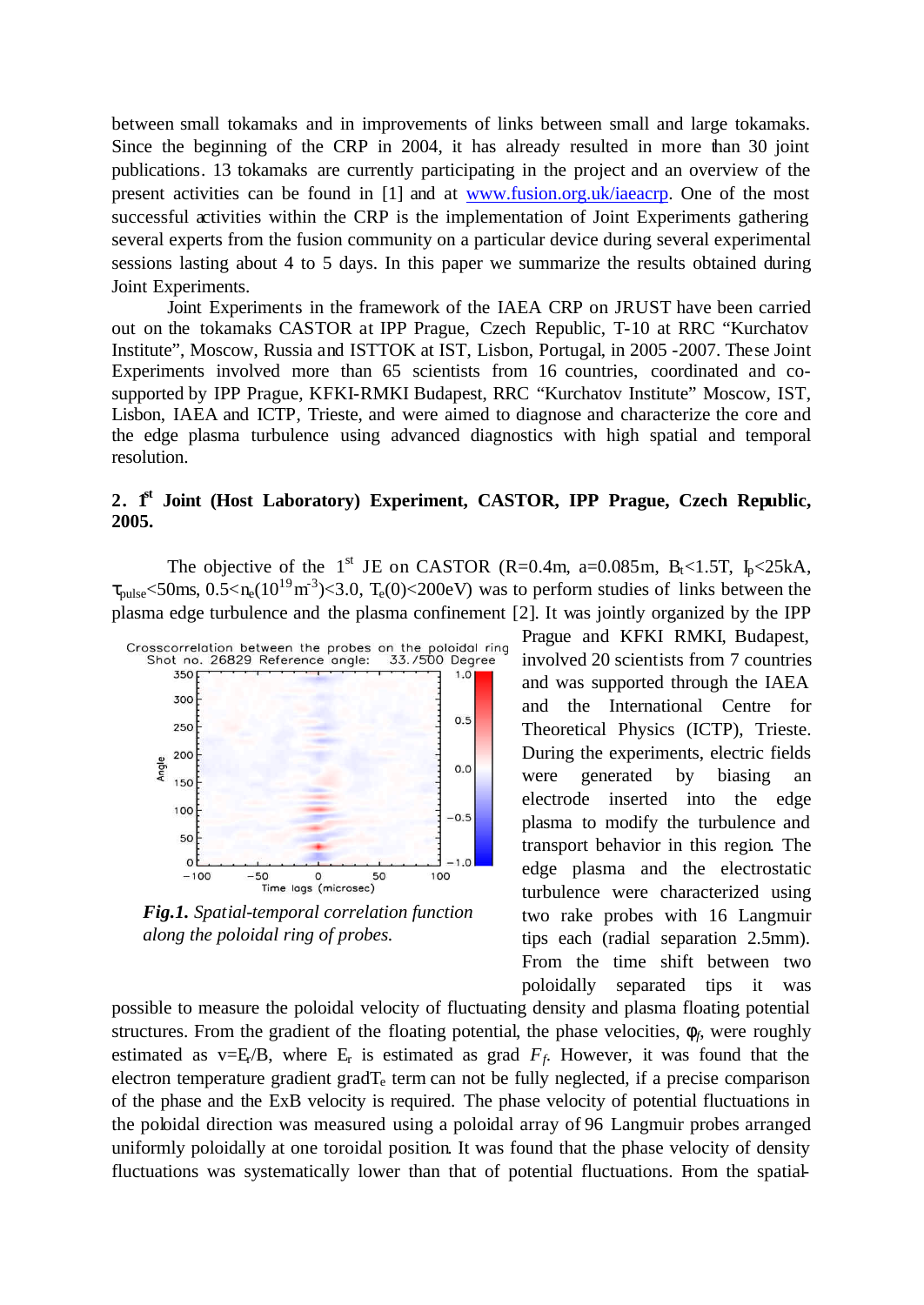between small tokamaks and in improvements of links between small and large tokamaks. Since the beginning of the CRP in 2004, it has already resulted in more than 30 joint publications. 13 tokamaks are currently participating in the project and an overview of the present activities can be found in [1] and at www.fusion.org.uk/iaeacrp. One of the most successful activities within the CRP is the implementation of Joint Experiments gathering several experts from the fusion community on a particular device during several experimental sessions lasting about 4 to 5 days. In this paper we summarize the results obtained during Joint Experiments.

Joint Experiments in the framework of the IAEA CRP on JRUST have been carried out on the tokamaks CASTOR at IPP Prague, Czech Republic, T-10 at RRC "Kurchatov Institute", Moscow, Russia and ISTTOK at IST, Lisbon, Portugal, in 2005 -2007. These Joint Experiments involved more than 65 scientists from 16 countries, coordinated and co-supported by IPP Prague, KFKI-RMKI Budapest, RRC "Kurchatov Institute" Moscow, IST, Lisbon, IAEA and ICTP, Trieste, and were aimed to diagnose and characterize the core and the edge plasma turbulence using advanced diagnostics with high spatial and temporal resolution.

## 2. 1st Joint (Host Laboratory) Experiment, CASTOR, IPP Prague, Czech Republic, 2005.

The objective of the 1st JE on CASTOR (R=0.4m, a=0.085m, $B_t$<1.5T, $I_p$<25kA, $\tau_{pulse}$<50ms, 0.5<$n_e$($10^{19}$m$^{-3}$)<3.0, $T_e$(0)<200eV) was to perform studies of links between the plasma edge turbulence and the plasma confinement [2]. It was jointly organized by the IPP Prague and KFKI RMKI, Budapest, involved 20 scientists from 7 countries and was supported through the IAEA and the International Centre for Theoretical Physics (ICTP), Trieste. During the experiments, electric fields were generated by biasing an electrode inserted into the edge plasma to modify the turbulence and transport behavior in this region. The edge plasma and the electrostatic turbulence were characterized using two rake probes with 16 Langmuir tips each (radial separation 2.5mm). From the time shift between two poloidally separated tips it was possible to measure the poloidal velocity of fluctuating density and plasma floating potential structures. From the gradient of the floating potential, the phase velocities, $\phi_f$, were roughly estimated as v=$E_r$/B, where $E_r$ is estimated as grad $F_f$. However, it was found that the electron temperature gradient grad$T_e$ term can not be fully neglected, if a precise comparison of the phase and the ExB velocity is required. The phase velocity of potential fluctuations in the poloidal direction was measured using a poloidal array of 96 Langmuir probes arranged uniformly poloidally at one toroidal position. It was found that the phase velocity of density fluctuations was systematically lower than that of potential fluctuations. From the spatial-

***Fig.1.*** *Spatial-temporal correlation function along the poloidal ring of probes.*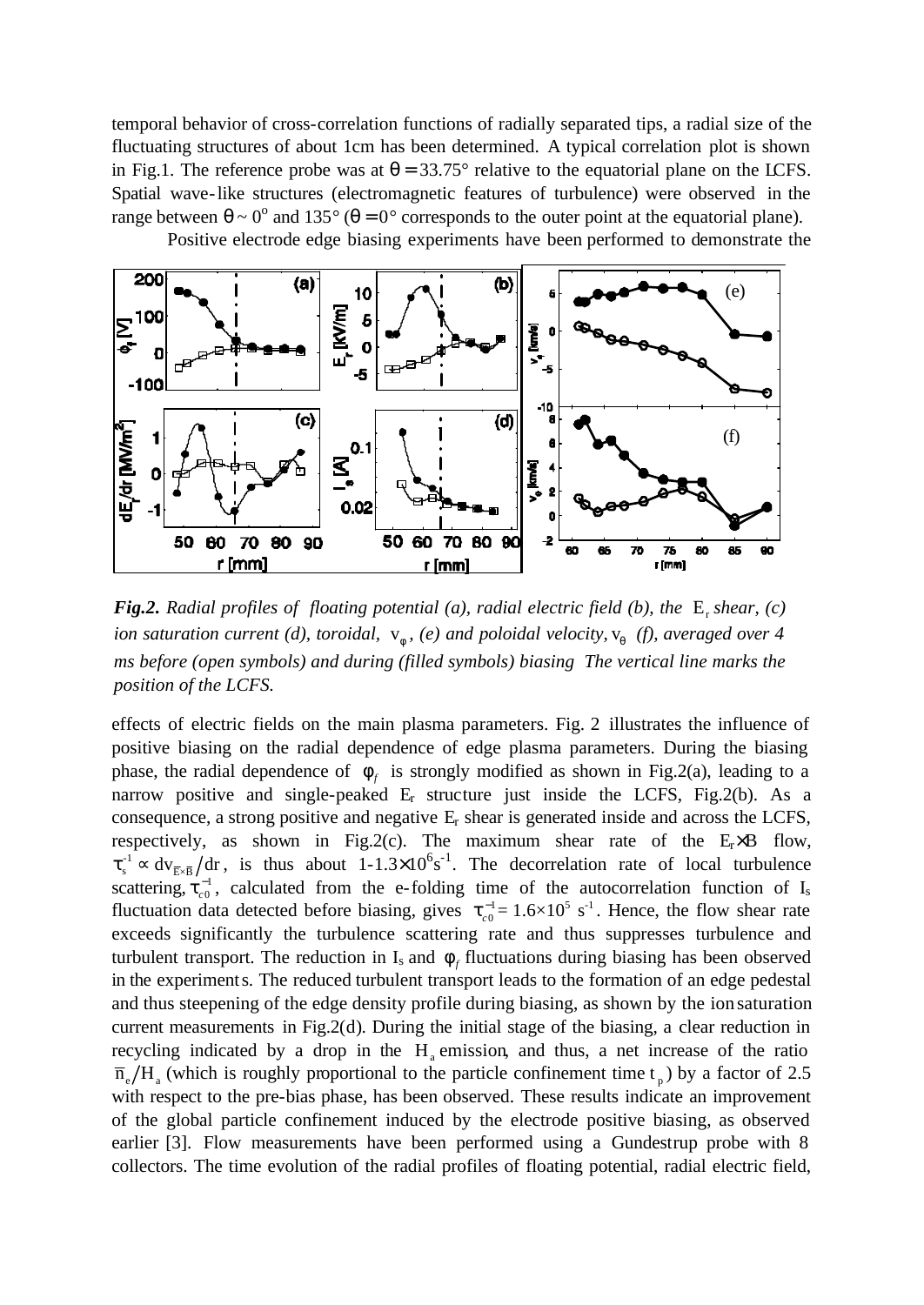temporal behavior of cross-correlation functions of radially separated tips, a radial size of the fluctuating structures of about 1cm has been determined. A typical correlation plot is shown in Fig.1. The reference probe was at $\theta = 33.75°$ relative to the equatorial plane on the LCFS. Spatial wave-like structures (electromagnetic features of turbulence) were observed in the range between $\theta \sim 0^{o}$ and $135°$ ($\theta = 0°$ corresponds to the outer point at the equatorial plane).

Positive electrode edge biasing experiments have been performed to demonstrate the

***Fig.2.*** *Radial profiles of floating potential (a), radial electric field (b), the* $E_r$ *shear, (c) ion saturation current (d), toroidal,* $v_\varphi$*, (e) and poloidal velocity,* $v_\theta$ *(f), averaged over 4 ms before (open symbols) and during (filled symbols) biasing The vertical line marks the position of the LCFS.*

effects of electric fields on the main plasma parameters. Fig. 2 illustrates the influence of positive biasing on the radial dependence of edge plasma parameters. During the biasing phase, the radial dependence of $\phi_f$ is strongly modified as shown in Fig.2(a), leading to a narrow positive and single-peaked $E_r$ structure just inside the LCFS, Fig.2(b). As a consequence, a strong positive and negative $E_r$ shear is generated inside and across the LCFS, respectively, as shown in Fig.2(c). The maximum shear rate of the $E_r \times B$ flow, $\tau_s^{-1} \propto dv_{\bar{E}\times\bar{B}}/dr$, is thus about $1\text{-}1.3\times10^{6}s^{-1}$. The decorrelation rate of local turbulence scattering, $\tau_{c0}^{-1}$, calculated from the e-folding time of the autocorrelation function of $I_s$ fluctuation data detected before biasing, gives $\tau_{c0}^{-1} = 1.6\times10^{5}\ s^{-1}$. Hence, the flow shear rate exceeds significantly the turbulence scattering rate and thus suppresses turbulence and turbulent transport. The reduction in $I_s$ and $\phi_f$ fluctuations during biasing has been observed in the experiments. The reduced turbulent transport leads to the formation of an edge pedestal and thus steepening of the edge density profile during biasing, as shown by the ion saturation current measurements in Fig.2(d). During the initial stage of the biasing, a clear reduction in recycling indicated by a drop in the $H_a$ emission, and thus, a net increase of the ratio $\bar{n}_e/H_a$ (which is roughly proportional to the particle confinement time $t_p$) by a factor of 2.5 with respect to the pre-bias phase, has been observed. These results indicate an improvement of the global particle confinement induced by the electrode positive biasing, as observed earlier [3]. Flow measurements have been performed using a Gundestrup probe with 8 collectors. The time evolution of the radial profiles of floating potential, radial electric field,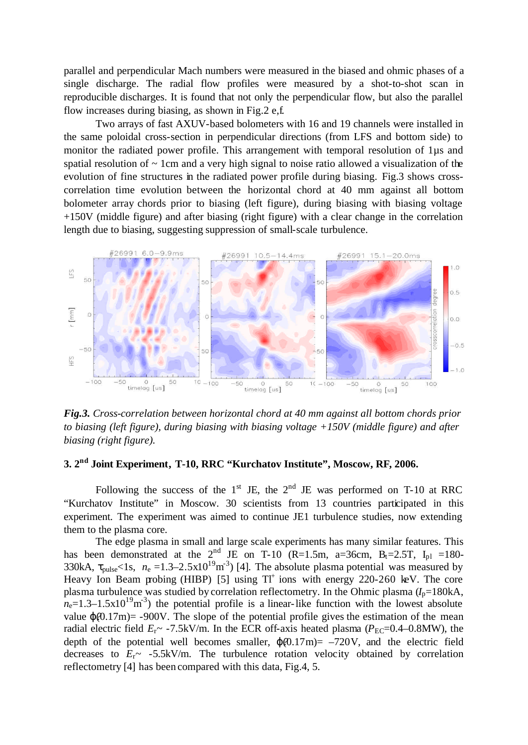parallel and perpendicular Mach numbers were measured in the biased and ohmic phases of a single discharge. The radial flow profiles were measured by a shot-to-shot scan in reproducible discharges. It is found that not only the perpendicular flow, but also the parallel flow increases during biasing, as shown in Fig.2 e,f.

Two arrays of fast AXUV-based bolometers with 16 and 19 channels were installed in the same poloidal cross-section in perpendicular directions (from LFS and bottom side) to monitor the radiated power profile. This arrangement with temporal resolution of 1μs and spatial resolution of ~ 1cm and a very high signal to noise ratio allowed a visualization of the evolution of fine structures in the radiated power profile during biasing. Fig.3 shows cross-correlation time evolution between the horizontal chord at 40 mm against all bottom bolometer array chords prior to biasing (left figure), during biasing with biasing voltage +150V (middle figure) and after biasing (right figure) with a clear change in the correlation length due to biasing, suggesting suppression of small-scale turbulence.

***Fig.3.*** *Cross-correlation between horizontal chord at 40 mm against all bottom chords prior to biasing (left figure), during biasing with biasing voltage +150V (middle figure) and after biasing (right figure).*

### 3. 2nd Joint Experiment, T-10, RRC "Kurchatov Institute", Moscow, RF, 2006.

Following the success of the 1st JE, the 2nd JE was performed on T-10 at RRC "Kurchatov Institute" in Moscow. 30 scientists from 13 countries participated in this experiment. The experiment was aimed to continue JE1 turbulence studies, now extending them to the plasma core.

The edge plasma in small and large scale experiments has many similar features. This has been demonstrated at the 2nd JE on T-10 (R=1.5m, a=36cm, $B_t$=2.5T, $I_{pl}$ =180-330kA, $\tau_{pulse}$<1s, $n_e$ =1.3–2.5x$10^{19}$m$^{-3}$) [4]. The absolute plasma potential was measured by Heavy Ion Beam probing (HIBP) [5] using $Tl^+$ ions with energy 220-260 keV. The core plasma turbulence was studied by correlation reflectometry. In the Ohmic plasma ($I_p$=180kA, $n_e$=1.3–1.5x$10^{19}$m$^{-3}$) the potential profile is a linear-like function with the lowest absolute value $\varphi$(0.17m)= -900V. The slope of the potential profile gives the estimation of the mean radial electric field $E_r$~ -7.5kV/m. In the ECR off-axis heated plasma ($P_{EC}$=0.4–0.8MW), the depth of the potential well becomes smaller, $\varphi$(0.17m)= –720V, and the electric field decreases to $E_r$~ -5.5kV/m. The turbulence rotation velocity obtained by correlation reflectometry [4] has been compared with this data, Fig.4, 5.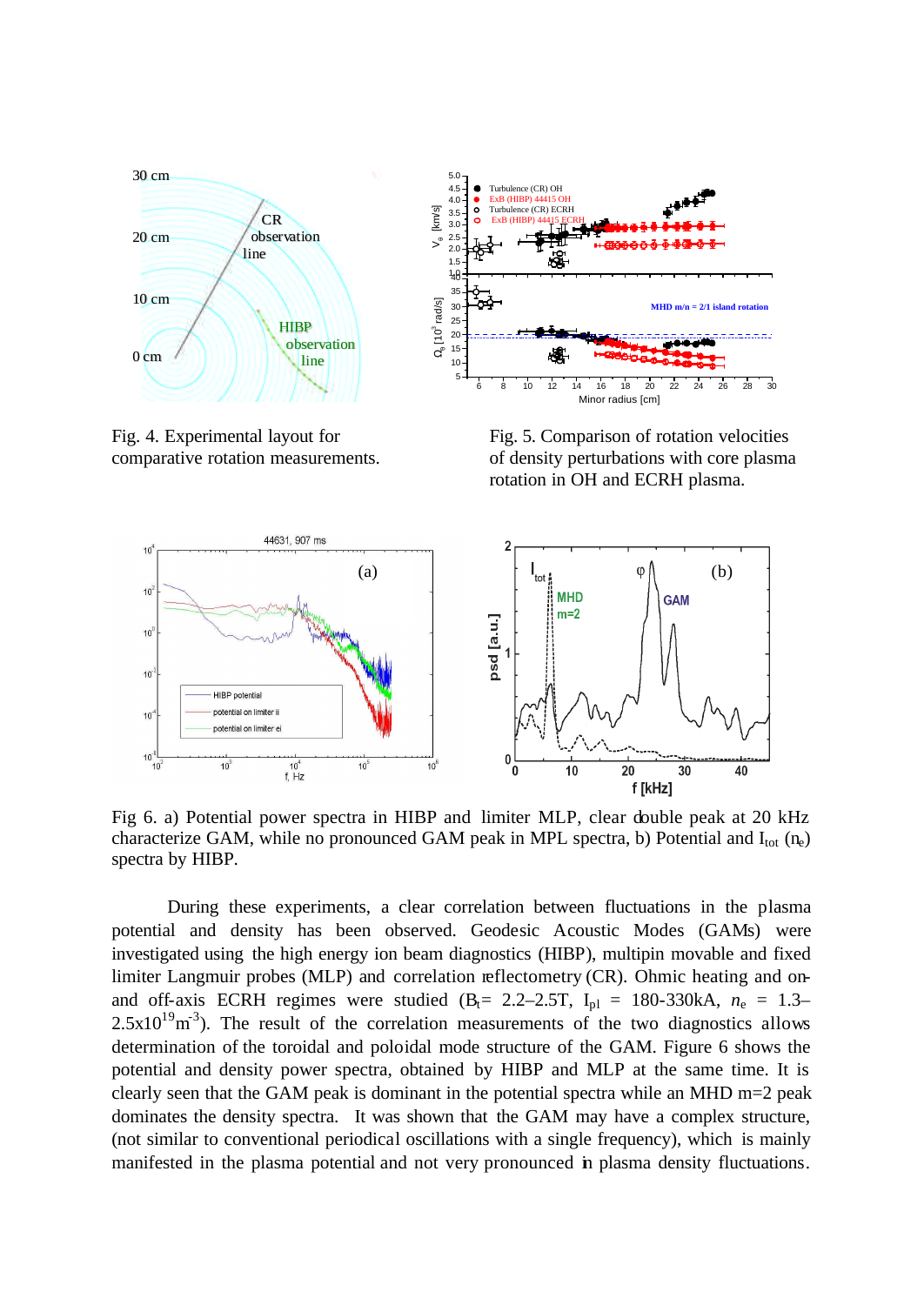Fig. 4. Experimental layout for comparative rotation measurements.

Fig. 5. Comparison of rotation velocities of density perturbations with core plasma rotation in OH and ECRH plasma.

Fig 6. a) Potential power spectra in HIBP and limiter MLP, clear double peak at 20 kHz characterize GAM, while no pronounced GAM peak in MPL spectra, b) Potential and $I_{tot}$ ($n_e$) spectra by HIBP.

During these experiments, a clear correlation between fluctuations in the plasma potential and density has been observed. Geodesic Acoustic Modes (GAMs) were investigated using the high energy ion beam diagnostics (HIBP), multipin movable and fixed limiter Langmuir probes (MLP) and correlation reflectometry (CR). Ohmic heating and on- and off-axis ECRH regimes were studied ($B_t$= 2.2–2.5T, $I_{pl}$ = 180-330kA, $n_e$ = 1.3–2.5x10$^{19}$m$^{-3}$). The result of the correlation measurements of the two diagnostics allows determination of the toroidal and poloidal mode structure of the GAM. Figure 6 shows the potential and density power spectra, obtained by HIBP and MLP at the same time. It is clearly seen that the GAM peak is dominant in the potential spectra while an MHD m=2 peak dominates the density spectra. It was shown that the GAM may have a complex structure, (not similar to conventional periodical oscillations with a single frequency), which is mainly manifested in the plasma potential and not very pronounced in plasma density fluctuations.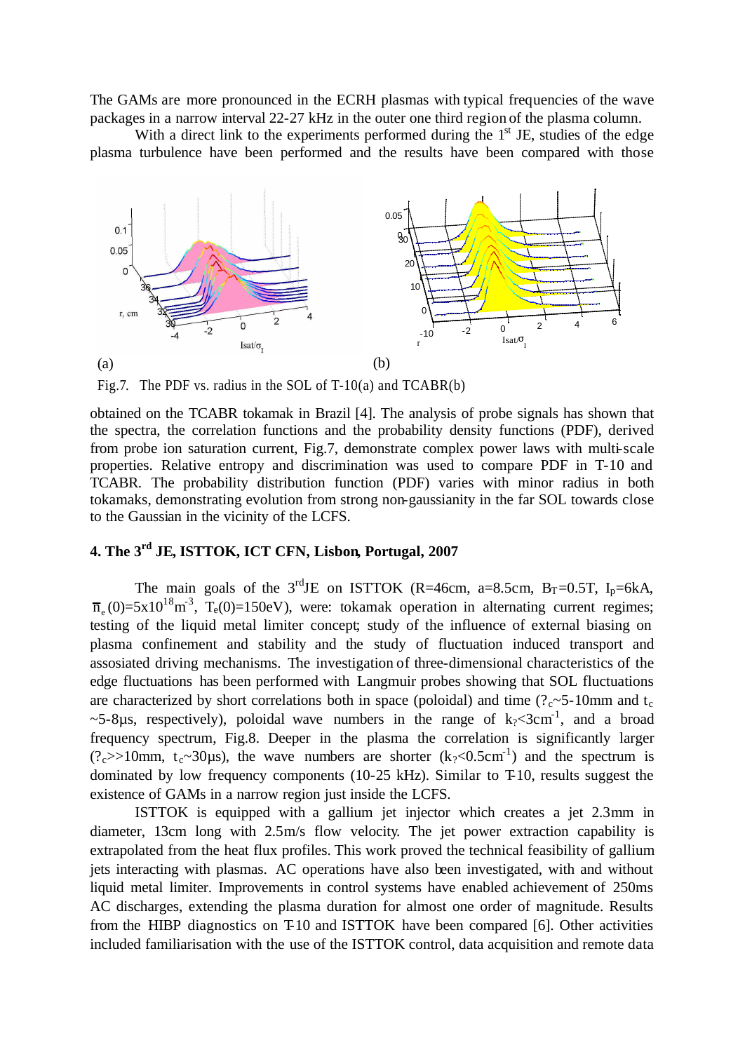The GAMs are more pronounced in the ECRH plasmas with typical frequencies of the wave packages in a narrow interval 22-27 kHz in the outer one third region of the plasma column.

With a direct link to the experiments performed during the $1^{st}$ JE, studies of the edge plasma turbulence have been performed and the results have been compared with those

(a) (b)

Fig.7. The PDF vs. radius in the SOL of T-10(a) and TCABR(b)

obtained on the TCABR tokamak in Brazil [4]. The analysis of probe signals has shown that the spectra, the correlation functions and the probability density functions (PDF), derived from probe ion saturation current, Fig.7, demonstrate complex power laws with multi-scale properties. Relative entropy and discrimination was used to compare PDF in T-10 and TCABR. The probability distribution function (PDF) varies with minor radius in both tokamaks, demonstrating evolution from strong non-gaussianity in the far SOL towards close to the Gaussian in the vicinity of the LCFS.

## 4. The $3^{rd}$ JE, ISTTOK, ICT CFN, Lisbon, Portugal, 2007

The main goals of the $3^{rd}$JE on ISTTOK (R=46cm, a=8.5cm, $B_T$=0.5T, $I_p$=6kA, $\bar{n}_e(0)=5\times10^{18}m^{-3}$, $T_e(0)$=150eV), were: tokamak operation in alternating current regimes; testing of the liquid metal limiter concept; study of the influence of external biasing on plasma confinement and stability and the study of fluctuation induced transport and assosiated driving mechanisms. The investigation of three-dimensional characteristics of the edge fluctuations has been performed with Langmuir probes showing that SOL fluctuations are characterized by short correlations both in space (poloidal) and time ($?_c$~5-10mm and $t_c$ ~5-8µs, respectively), poloidal wave numbers in the range of $k_?$<3cm$^{-1}$, and a broad frequency spectrum, Fig.8. Deeper in the plasma the correlation is significantly larger ($?_c$>>10mm, $t_c$~30µs), the wave numbers are shorter ($k_?$<0.5cm$^{-1}$) and the spectrum is dominated by low frequency components (10-25 kHz). Similar to T-10, results suggest the existence of GAMs in a narrow region just inside the LCFS.

ISTTOK is equipped with a gallium jet injector which creates a jet 2.3mm in diameter, 13cm long with 2.5m/s flow velocity. The jet power extraction capability is extrapolated from the heat flux profiles. This work proved the technical feasibility of gallium jets interacting with plasmas. AC operations have also been investigated, with and without liquid metal limiter. Improvements in control systems have enabled achievement of 250ms AC discharges, extending the plasma duration for almost one order of magnitude. Results from the HIBP diagnostics on T-10 and ISTTOK have been compared [6]. Other activities included familiarisation with the use of the ISTTOK control, data acquisition and remote data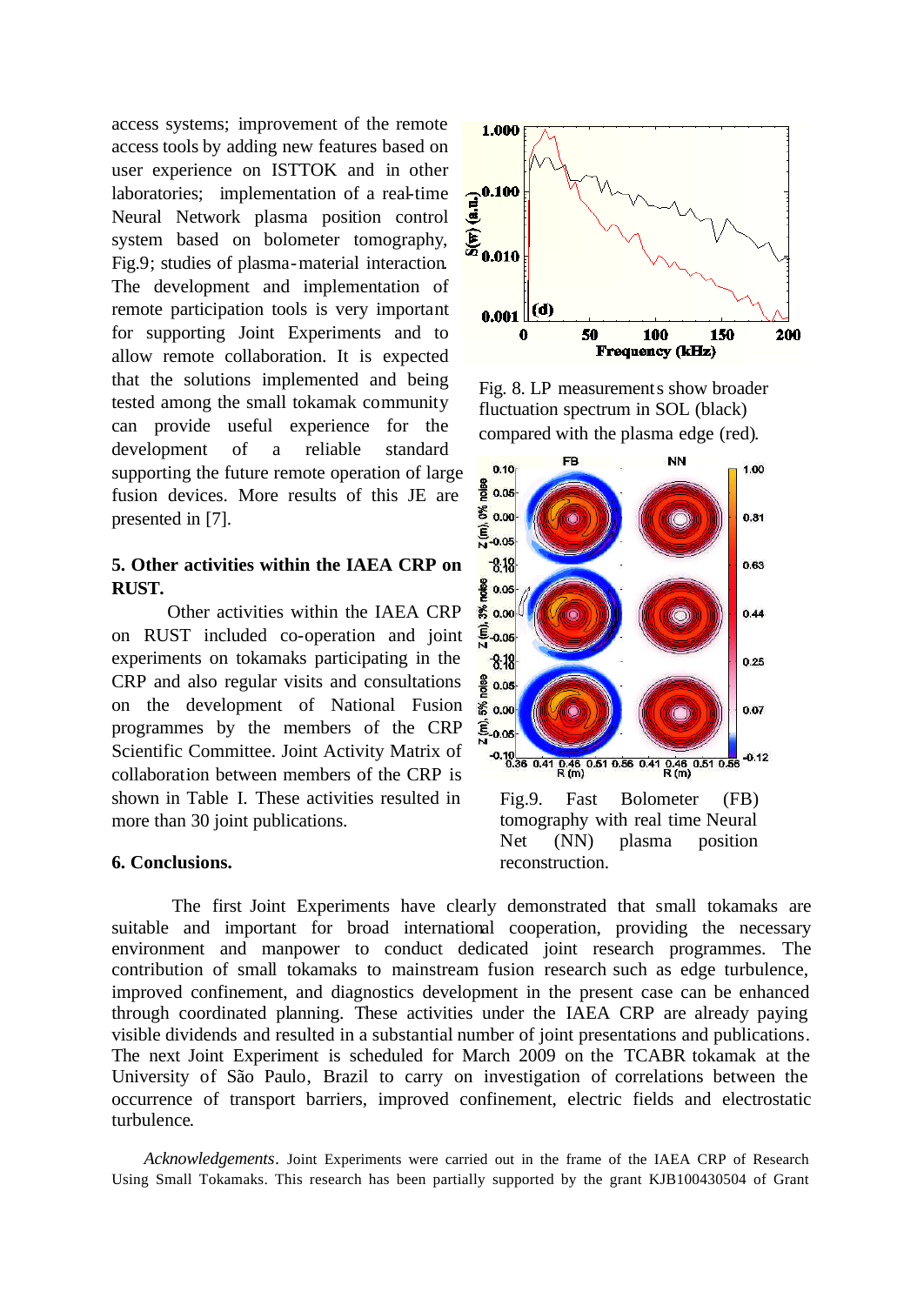access systems; improvement of the remote access tools by adding new features based on user experience on ISTTOK and in other laboratories; implementation of a real-time Neural Network plasma position control system based on bolometer tomography, Fig.9; studies of plasma-material interaction. The development and implementation of remote participation tools is very important for supporting Joint Experiments and to allow remote collaboration. It is expected that the solutions implemented and being tested among the small tokamak community can provide useful experience for the development of a reliable standard supporting the future remote operation of large fusion devices. More results of this JE are presented in [7].

Fig. 8. LP measurements show broader fluctuation spectrum in SOL (black) compared with the plasma edge (red).

Fig.9. Fast Bolometer (FB) tomography with real time Neural Net (NN) plasma position reconstruction.

## 5. Other activities within the IAEA CRP on RUST.

Other activities within the IAEA CRP on RUST included co-operation and joint experiments on tokamaks participating in the CRP and also regular visits and consultations on the development of National Fusion programmes by the members of the CRP Scientific Committee. Joint Activity Matrix of collaboration between members of the CRP is shown in Table I. These activities resulted in more than 30 joint publications.

## 6. Conclusions.

The first Joint Experiments have clearly demonstrated that small tokamaks are suitable and important for broad international cooperation, providing the necessary environment and manpower to conduct dedicated joint research programmes. The contribution of small tokamaks to mainstream fusion research such as edge turbulence, improved confinement, and diagnostics development in the present case can be enhanced through coordinated planning. These activities under the IAEA CRP are already paying visible dividends and resulted in a substantial number of joint presentations and publications. The next Joint Experiment is scheduled for March 2009 on the TCABR tokamak at the University of São Paulo, Brazil to carry on investigation of correlations between the occurrence of transport barriers, improved confinement, electric fields and electrostatic turbulence.

*Acknowledgements*. Joint Experiments were carried out in the frame of the IAEA CRP of Research Using Small Tokamaks. This research has been partially supported by the grant KJB100430504 of Grant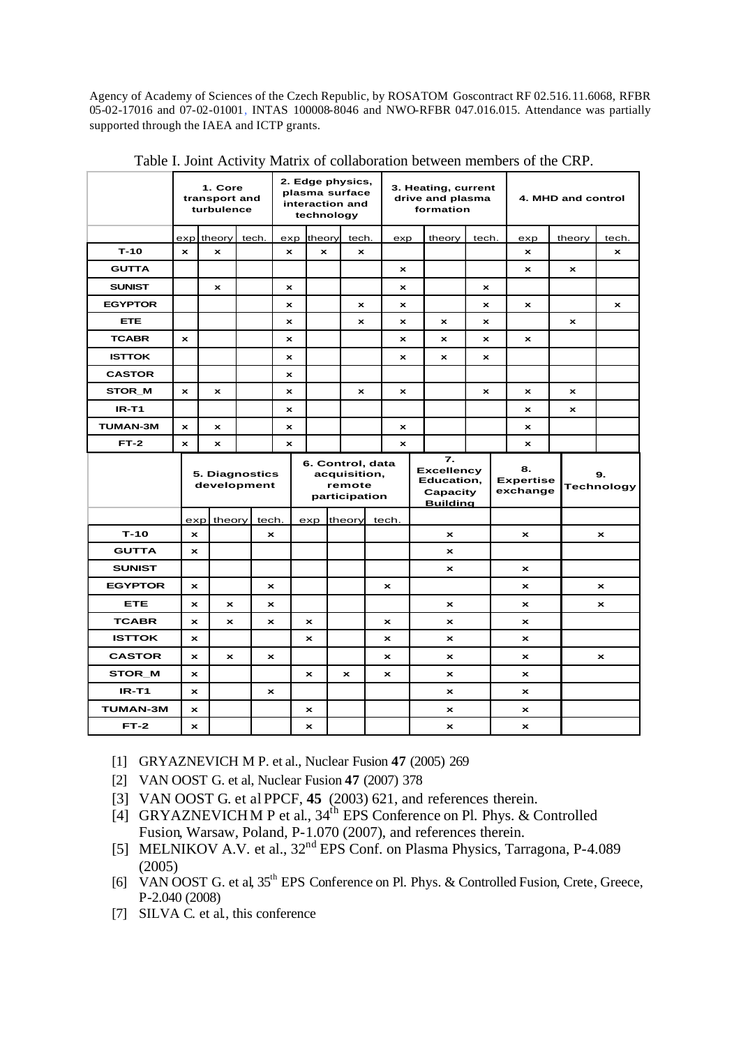Agency of Academy of Sciences of the Czech Republic, by ROSATOM Goscontract RF 02.516.11.6068, RFBR 05-02-17016 and 07-02-01001, INTAS 100008-8046 and NWO-RFBR 047.016.015. Attendance was partially supported through the IAEA and ICTP grants.

Table I. Joint Activity Matrix of collaboration between members of the CRP.

| | 1. Core transport and turbulence | | | 2. Edge physics, plasma surface interaction and technology | | | 3. Heating, current drive and plasma formation | | | 4. MHD and control | | |
|---|---|---|---|---|---|---|---|---|---|---|---|---|
| | exp | theory | tech. | exp | theory | tech. | exp | theory | tech. | exp | theory | tech. |
| T-10 | x | x | | x | x | x | | | | x | | x |
| GUTTA | | | | | | | x | | | x | x | |
| SUNIST | | x | | x | | | x | | x | | | |
| EGYPTOR | | | | x | | x | x | | x | x | | x |
| ETE | | | | x | | x | x | x | x | | x | |
| TCABR | x | | | x | | | x | x | x | x | | |
| ISTTOK | | | | x | | | x | x | x | | | |
| CASTOR | | | | x | | | | | | | | |
| STOR_M | x | x | | x | | x | x | | x | x | x | |
| IR-T1 | | | | x | | | | | | x | x | |
| TUMAN-3M | x | x | | x | | | x | | | x | | |
| FT-2 | x | x | | x | | | x | | | x | | |
| | 5. Diagnostics development | | | 6. Control, data acquisition, remote participation | | | 7. Excellency Education, Capacity Building | 8. Expertise exchange | 9. Technology | | | |
| | exp | theory | tech. | exp | theory | tech. | | | | | | |
| T-10 | x | | x | | | | x | x | x | | | |
| GUTTA | x | | | | | | x | | | | | |
| SUNIST | | | | | | | x | x | | | | |
| EGYPTOR | x | | x | | | x | | x | x | | | |
| ETE | x | x | x | | | | x | x | x | | | |
| TCABR | x | x | x | x | | x | x | x | | | | |
| ISTTOK | x | | | x | | x | x | x | | | | |
| CASTOR | x | x | x | | | x | x | x | x | | | |
| STOR_M | x | | | x | x | x | x | x | | | | |
| IR-T1 | x | | x | | | | x | x | | | | |
| TUMAN-3M | x | | | x | | | x | x | | | | |
| FT-2 | x | | | x | | | x | x | | | | |

[1] GRYAZNEVICH M P. et al., Nuclear Fusion **47** (2005) 269

[2] VAN OOST G. et al, Nuclear Fusion **47** (2007) 378

[3] VAN OOST G. et al PPCF, **45** (2003) 621, and references therein.

[4] GRYAZNEVICH M P et al., 34th EPS Conference on Pl. Phys. & Controlled Fusion, Warsaw, Poland, P-1.070 (2007), and references therein.

[5] MELNIKOV A.V. et al., 32nd EPS Conf. on Plasma Physics, Tarragona, P-4.089 (2005)

[6] VAN OOST G. et al, 35th EPS Conference on Pl. Phys. & Controlled Fusion, Crete, Greece, P-2.040 (2008)

[7] SILVA C. et al., this conference